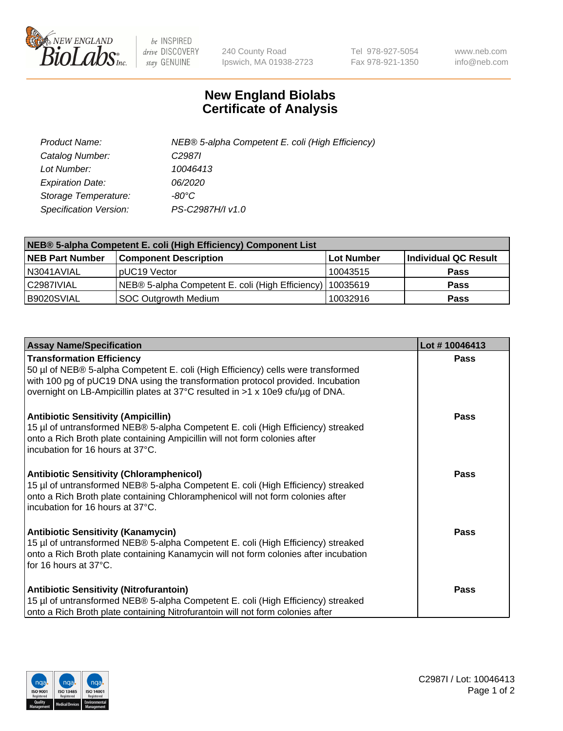# New England Biolabs
# Certificate of Analysis

| | |
|---|---|
| *Product Name:* | *NEB® 5-alpha Competent E. coli (High Efficiency)* |
| *Catalog Number:* | *C2987I* |
| *Lot Number:* | *10046413* |
| *Expiration Date:* | *06/2020* |
| *Storage Temperature:* | *-80°C* |
| *Specification Version:* | *PS-C2987H/I v1.0* |

| **NEB® 5-alpha Competent E. coli (High Efficiency) Component List** | | | |
|---|---|---|---|
| **NEB Part Number** | **Component Description** | **Lot Number** | **Individual QC Result** |
| N3041AVIAL | pUC19 Vector | 10043515 | **Pass** |
| C2987IVIAL | NEB® 5-alpha Competent E. coli (High Efficiency) | 10035619 | **Pass** |
| B9020SVIAL | SOC Outgrowth Medium | 10032916 | **Pass** |

| **Assay Name/Specification** | **Lot # 10046413** |
|---|---|
| **Transformation Efficiency**<br>50 µl of NEB® 5-alpha Competent E. coli (High Efficiency) cells were transformed with 100 pg of pUC19 DNA using the transformation protocol provided. Incubation overnight on LB-Ampicillin plates at 37°C resulted in >1 x 10e9 cfu/µg of DNA. | **Pass** |
| **Antibiotic Sensitivity (Ampicillin)**<br>15 µl of untransformed NEB® 5-alpha Competent E. coli (High Efficiency) streaked onto a Rich Broth plate containing Ampicillin will not form colonies after incubation for 16 hours at 37°C. | **Pass** |
| **Antibiotic Sensitivity (Chloramphenicol)**<br>15 µl of untransformed NEB® 5-alpha Competent E. coli (High Efficiency) streaked onto a Rich Broth plate containing Chloramphenicol will not form colonies after incubation for 16 hours at 37°C. | **Pass** |
| **Antibiotic Sensitivity (Kanamycin)**<br>15 µl of untransformed NEB® 5-alpha Competent E. coli (High Efficiency) streaked onto a Rich Broth plate containing Kanamycin will not form colonies after incubation for 16 hours at 37°C. | **Pass** |
| **Antibiotic Sensitivity (Nitrofurantoin)**<br>15 µl of untransformed NEB® 5-alpha Competent E. coli (High Efficiency) streaked onto a Rich Broth plate containing Nitrofurantoin will not form colonies after | **Pass** |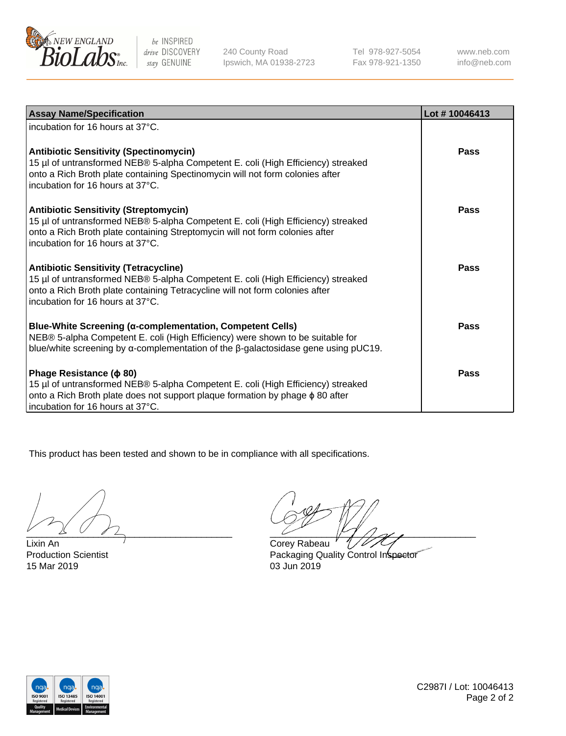| Assay Name/Specification | Lot # 10046413 |
| --- | --- |
| incubation for 16 hours at 37°C. | |
| **Antibiotic Sensitivity (Spectinomycin)**<br>15 µl of untransformed NEB® 5-alpha Competent E. coli (High Efficiency) streaked onto a Rich Broth plate containing Spectinomycin will not form colonies after incubation for 16 hours at 37°C. | **Pass** |
| **Antibiotic Sensitivity (Streptomycin)**<br>15 µl of untransformed NEB® 5-alpha Competent E. coli (High Efficiency) streaked onto a Rich Broth plate containing Streptomycin will not form colonies after incubation for 16 hours at 37°C. | **Pass** |
| **Antibiotic Sensitivity (Tetracycline)**<br>15 µl of untransformed NEB® 5-alpha Competent E. coli (High Efficiency) streaked onto a Rich Broth plate containing Tetracycline will not form colonies after incubation for 16 hours at 37°C. | **Pass** |
| **Blue-White Screening (α-complementation, Competent Cells)**<br>NEB® 5-alpha Competent E. coli (High Efficiency) were shown to be suitable for blue/white screening by α-complementation of the β-galactosidase gene using pUC19. | **Pass** |
| **Phage Resistance (ϕ 80)**<br>15 µl of untransformed NEB® 5-alpha Competent E. coli (High Efficiency) streaked onto a Rich Broth plate does not support plaque formation by phage ϕ 80 after incubation for 16 hours at 37°C. | **Pass** |

This product has been tested and shown to be in compliance with all specifications.

Lixin An
Production Scientist
15 Mar 2019

Corey Rabeau
Packaging Quality Control Inspector
03 Jun 2019

C2987I / Lot: 10046413